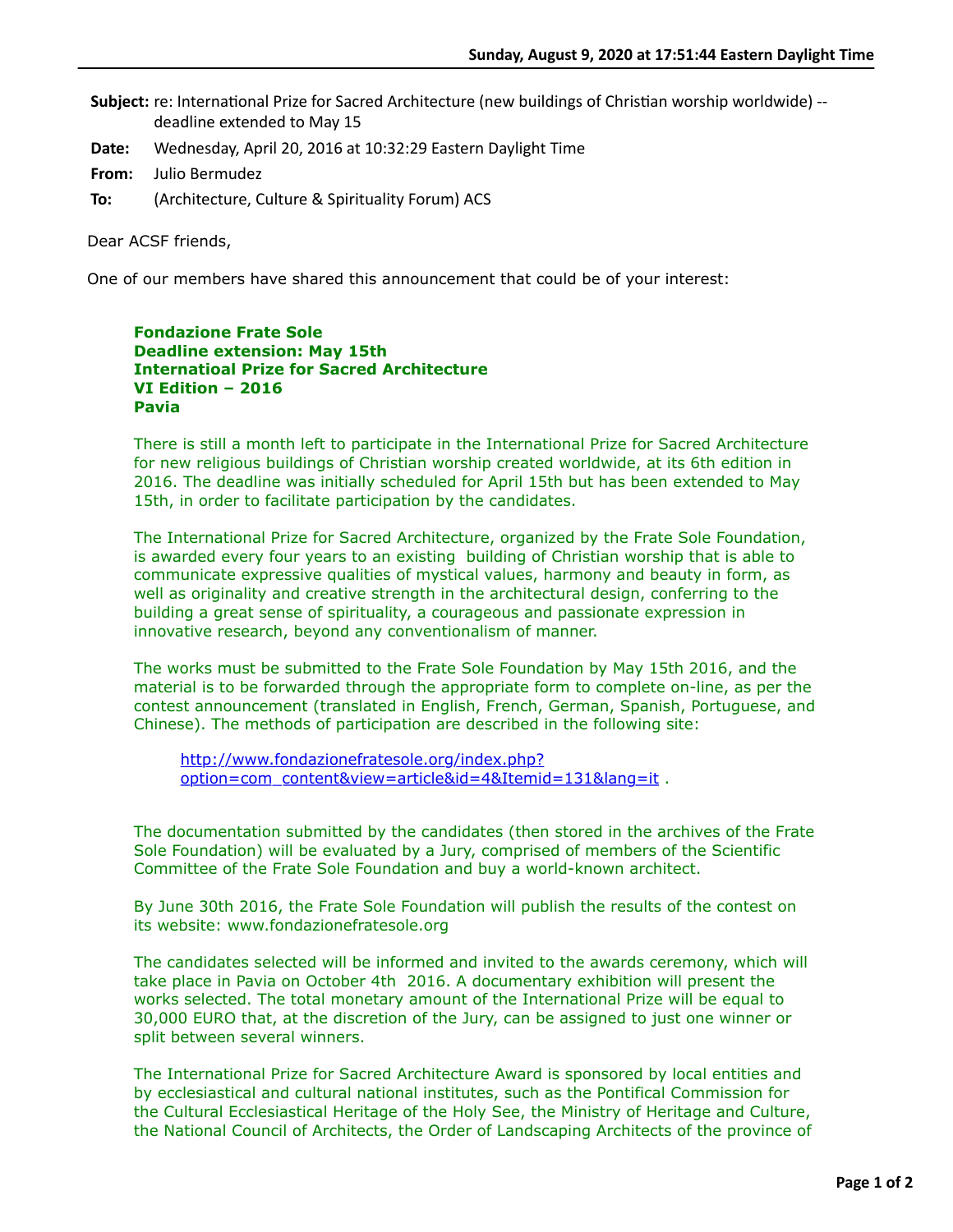Sunday, August 9, 2020 at 17:51:44 Eastern Daylight Time

**Subject:** re: International Prize for Sacred Architecture (new buildings of Christian worship worldwide) -- deadline extended to May 15

**Date:** Wednesday, April 20, 2016 at 10:32:29 Eastern Daylight Time

**From:** Julio Bermudez

**To:** (Architecture, Culture & Spirituality Forum) ACS

Dear ACSF friends,

One of our members have shared this announcement that could be of your interest:

**Fondazione Frate Sole**
**Deadline extension: May 15th**
**Internatioal Prize for Sacred Architecture**
**VI Edition – 2016**
**Pavia**

There is still a month left to participate in the International Prize for Sacred Architecture for new religious buildings of Christian worship created worldwide, at its 6th edition in 2016. The deadline was initially scheduled for April 15th but has been extended to May 15th, in order to facilitate participation by the candidates.

The International Prize for Sacred Architecture, organized by the Frate Sole Foundation, is awarded every four years to an existing building of Christian worship that is able to communicate expressive qualities of mystical values, harmony and beauty in form, as well as originality and creative strength in the architectural design, conferring to the building a great sense of spirituality, a courageous and passionate expression in innovative research, beyond any conventionalism of manner.

The works must be submitted to the Frate Sole Foundation by May 15th 2016, and the material is to be forwarded through the appropriate form to complete on-line, as per the contest announcement (translated in English, French, German, Spanish, Portuguese, and Chinese). The methods of participation are described in the following site:

> http://www.fondazionefratesole.org/index.php?option=com_content&view=article&id=4&Itemid=131&lang=it .

The documentation submitted by the candidates (then stored in the archives of the Frate Sole Foundation) will be evaluated by a Jury, comprised of members of the Scientific Committee of the Frate Sole Foundation and buy a world-known architect.

By June 30th 2016, the Frate Sole Foundation will publish the results of the contest on its website: www.fondazionefratesole.org

The candidates selected will be informed and invited to the awards ceremony, which will take place in Pavia on October 4th 2016. A documentary exhibition will present the works selected. The total monetary amount of the International Prize will be equal to 30,000 EURO that, at the discretion of the Jury, can be assigned to just one winner or split between several winners.

The International Prize for Sacred Architecture Award is sponsored by local entities and by ecclesiastical and cultural national institutes, such as the Pontifical Commission for the Cultural Ecclesiastical Heritage of the Holy See, the Ministry of Heritage and Culture, the National Council of Architects, the Order of Landscaping Architects of the province of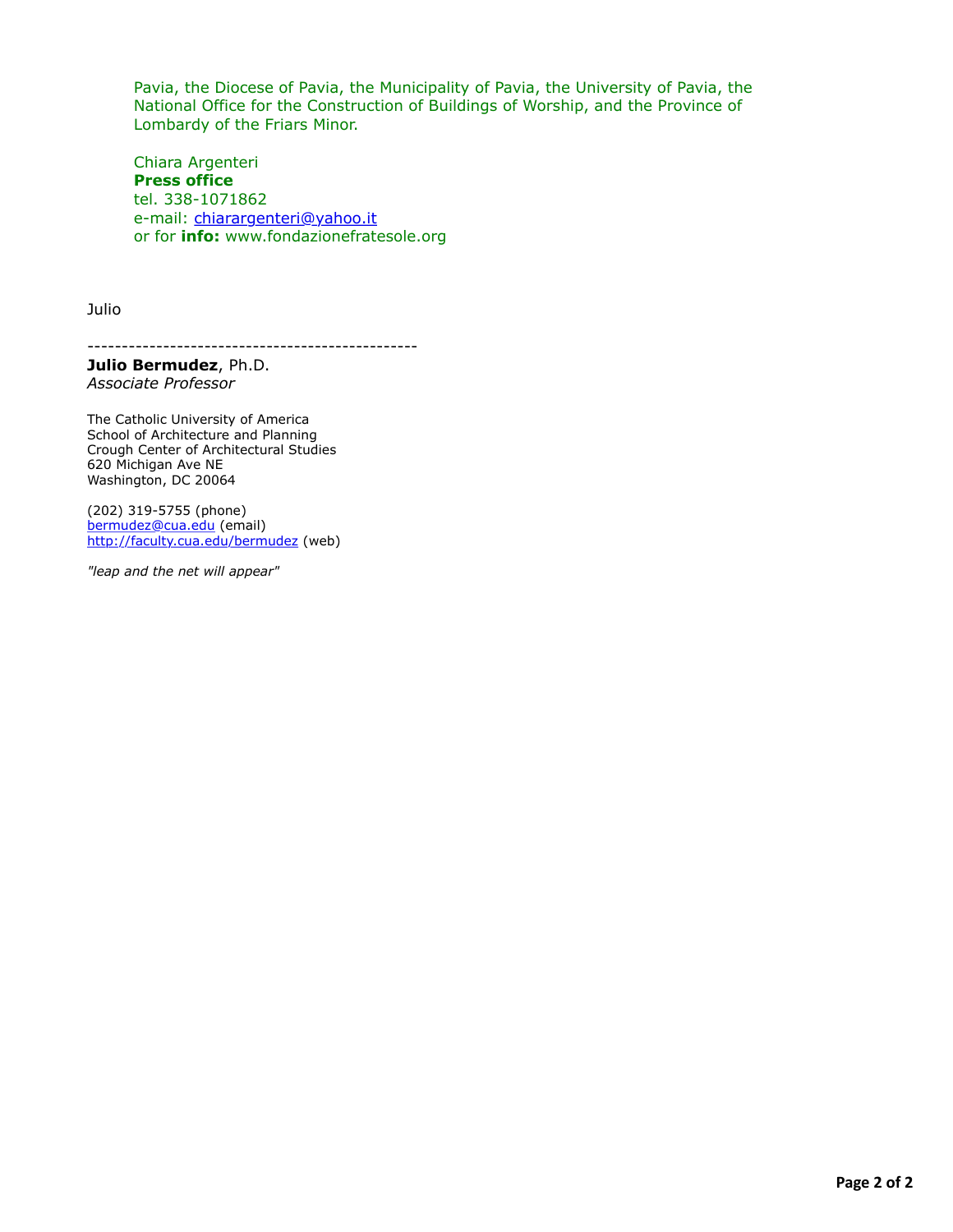Pavia, the Diocese of Pavia, the Municipality of Pavia, the University of Pavia, the National Office for the Construction of Buildings of Worship, and the Province of Lombardy of the Friars Minor.

Chiara Argenteri
**Press office**
tel. 338-1071862
e-mail: chiarargenteri@yahoo.it
or for **info:** www.fondazionefratesole.org

Julio

------------------------------------------------
**Julio Bermudez**, Ph.D.
*Associate Professor*

The Catholic University of America
School of Architecture and Planning
Crough Center of Architectural Studies
620 Michigan Ave NE
Washington, DC 20064

(202) 319-5755 (phone)
bermudez@cua.edu (email)
http://faculty.cua.edu/bermudez (web)

*"leap and the net will appear"*